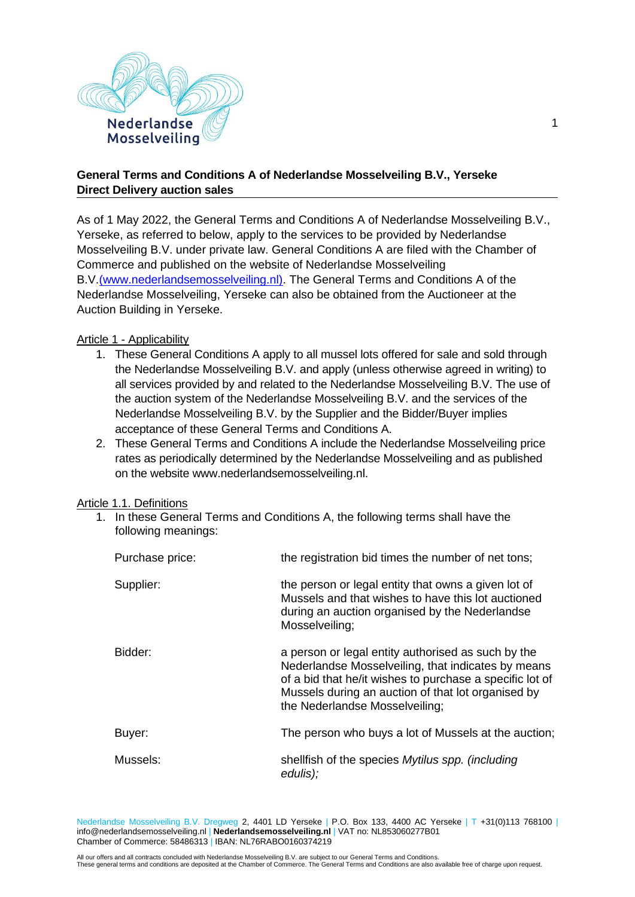## General Terms and Conditions A of Nederlandse Mosselveiling B.V., Yerseke Direct Delivery auction sales

As of 1 May 2022, the General Terms and Conditions A of Nederlandse Mosselveiling B.V., Yerseke, as referred to below, apply to the services to be provided by Nederlandse Mosselveiling B.V. under private law. General Conditions A are filed with the Chamber of Commerce and published on the website of Nederlandse Mosselveiling B.V.(www.nederlandsemosselveiling.nl). The General Terms and Conditions A of the Nederlandse Mosselveiling, Yerseke can also be obtained from the Auctioneer at the Auction Building in Yerseke.

### Article 1 - Applicability

1. These General Conditions A apply to all mussel lots offered for sale and sold through the Nederlandse Mosselveiling B.V. and apply (unless otherwise agreed in writing) to all services provided by and related to the Nederlandse Mosselveiling B.V. The use of the auction system of the Nederlandse Mosselveiling B.V. and the services of the Nederlandse Mosselveiling B.V. by the Supplier and the Bidder/Buyer implies acceptance of these General Terms and Conditions A.
2. These General Terms and Conditions A include the Nederlandse Mosselveiling price rates as periodically determined by the Nederlandse Mosselveiling and as published on the website www.nederlandsemosselveiling.nl.

### Article 1.1. Definitions

1. In these General Terms and Conditions A, the following terms shall have the following meanings:

| | |
|---|---|
| Purchase price: | the registration bid times the number of net tons; |
| Supplier: | the person or legal entity that owns a given lot of Mussels and that wishes to have this lot auctioned during an auction organised by the Nederlandse Mosselveiling; |
| Bidder: | a person or legal entity authorised as such by the Nederlandse Mosselveiling, that indicates by means of a bid that he/it wishes to purchase a specific lot of Mussels during an auction of that lot organised by the Nederlandse Mosselveiling; |
| Buyer: | The person who buys a lot of Mussels at the auction; |
| Mussels: | shellfish of the species *Mytilus spp. (including edulis);* |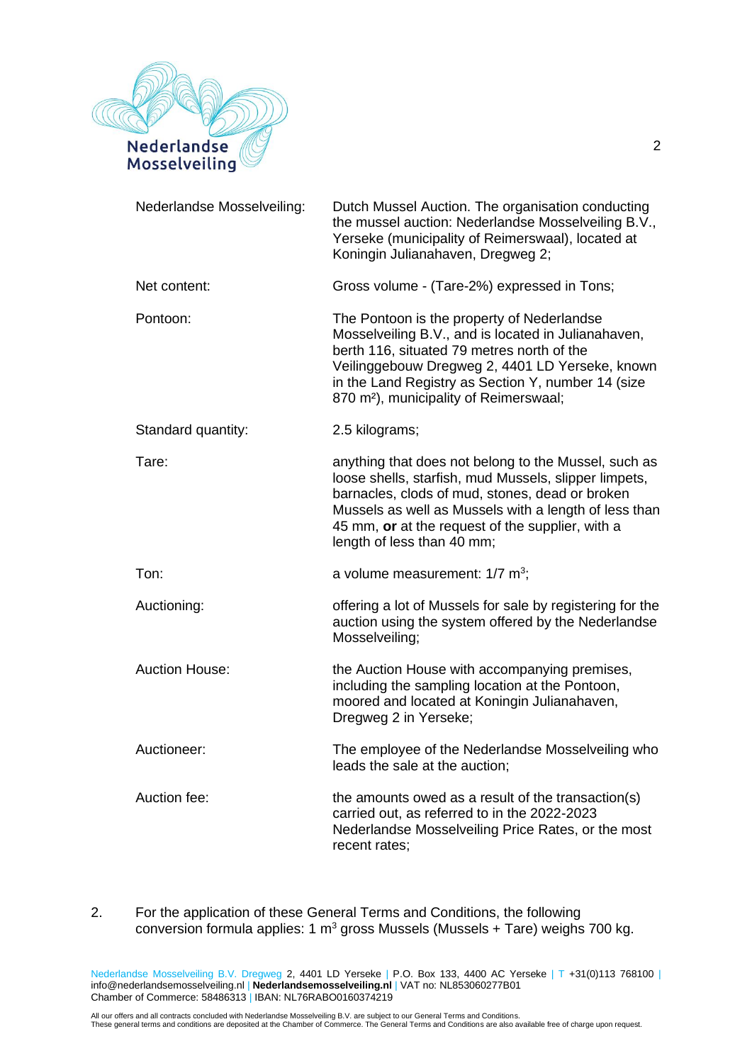| | |
|---|---|
| Nederlandse Mosselveiling: | Dutch Mussel Auction. The organisation conducting the mussel auction: Nederlandse Mosselveiling B.V., Yerseke (municipality of Reimerswaal), located at Koningin Julianahaven, Dregweg 2; |
| Net content: | Gross volume - (Tare-2%) expressed in Tons; |
| Pontoon: | The Pontoon is the property of Nederlandse Mosselveiling B.V., and is located in Julianahaven, berth 116, situated 79 metres north of the Veilinggebouw Dregweg 2, 4401 LD Yerseke, known in the Land Registry as Section Y, number 14 (size 870 $m^2$), municipality of Reimerswaal; |
| Standard quantity: | 2.5 kilograms; |
| Tare: | anything that does not belong to the Mussel, such as loose shells, starfish, mud Mussels, slipper limpets, barnacles, clods of mud, stones, dead or broken Mussels as well as Mussels with a length of less than 45 mm, **or** at the request of the supplier, with a length of less than 40 mm; |
| Ton: | a volume measurement: 1/7 $m^3$; |
| Auctioning: | offering a lot of Mussels for sale by registering for the auction using the system offered by the Nederlandse Mosselveiling; |
| Auction House: | the Auction House with accompanying premises, including the sampling location at the Pontoon, moored and located at Koningin Julianahaven, Dregweg 2 in Yerseke; |
| Auctioneer: | The employee of the Nederlandse Mosselveiling who leads the sale at the auction; |
| Auction fee: | the amounts owed as a result of the transaction(s) carried out, as referred to in the 2022-2023 Nederlandse Mosselveiling Price Rates, or the most recent rates; |

2. For the application of these General Terms and Conditions, the following conversion formula applies: 1 $m^3$ gross Mussels (Mussels + Tare) weighs 700 kg.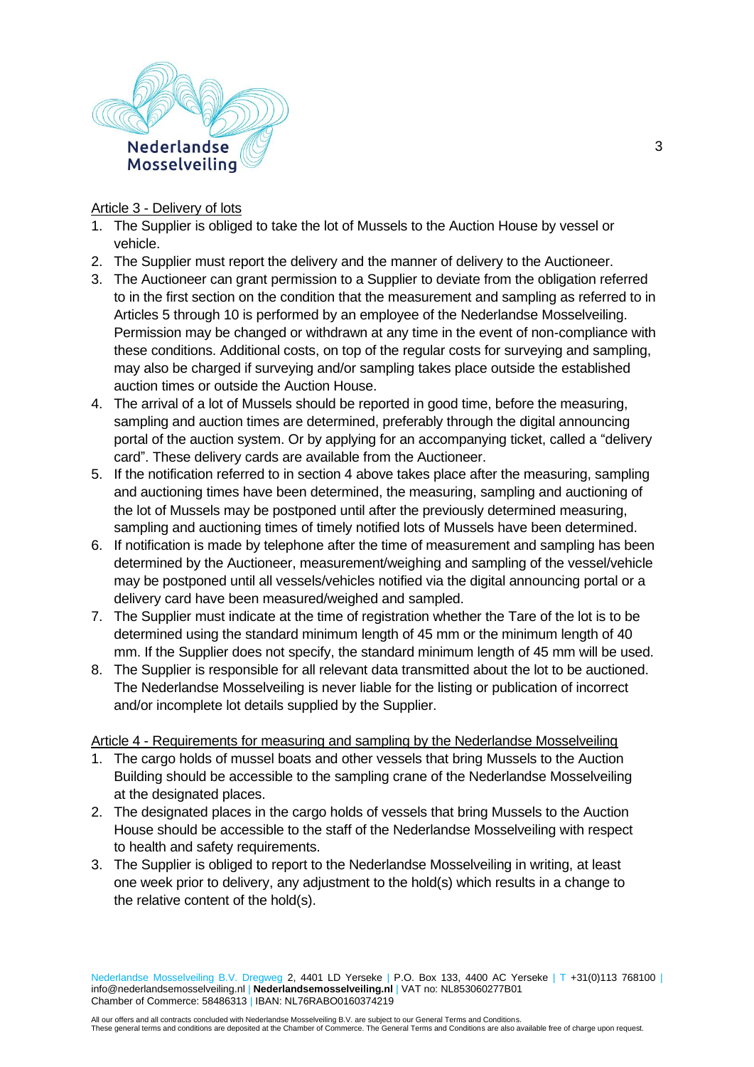Article 3 - Delivery of lots

1. The Supplier is obliged to take the lot of Mussels to the Auction House by vessel or vehicle.
2. The Supplier must report the delivery and the manner of delivery to the Auctioneer.
3. The Auctioneer can grant permission to a Supplier to deviate from the obligation referred to in the first section on the condition that the measurement and sampling as referred to in Articles 5 through 10 is performed by an employee of the Nederlandse Mosselveiling. Permission may be changed or withdrawn at any time in the event of non-compliance with these conditions. Additional costs, on top of the regular costs for surveying and sampling, may also be charged if surveying and/or sampling takes place outside the established auction times or outside the Auction House.
4. The arrival of a lot of Mussels should be reported in good time, before the measuring, sampling and auction times are determined, preferably through the digital announcing portal of the auction system. Or by applying for an accompanying ticket, called a "delivery card". These delivery cards are available from the Auctioneer.
5. If the notification referred to in section 4 above takes place after the measuring, sampling and auctioning times have been determined, the measuring, sampling and auctioning of the lot of Mussels may be postponed until after the previously determined measuring, sampling and auctioning times of timely notified lots of Mussels have been determined.
6. If notification is made by telephone after the time of measurement and sampling has been determined by the Auctioneer, measurement/weighing and sampling of the vessel/vehicle may be postponed until all vessels/vehicles notified via the digital announcing portal or a delivery card have been measured/weighed and sampled.
7. The Supplier must indicate at the time of registration whether the Tare of the lot is to be determined using the standard minimum length of 45 mm or the minimum length of 40 mm. If the Supplier does not specify, the standard minimum length of 45 mm will be used.
8. The Supplier is responsible for all relevant data transmitted about the lot to be auctioned. The Nederlandse Mosselveiling is never liable for the listing or publication of incorrect and/or incomplete lot details supplied by the Supplier.

Article 4 - Requirements for measuring and sampling by the Nederlandse Mosselveiling

1. The cargo holds of mussel boats and other vessels that bring Mussels to the Auction Building should be accessible to the sampling crane of the Nederlandse Mosselveiling at the designated places.
2. The designated places in the cargo holds of vessels that bring Mussels to the Auction House should be accessible to the staff of the Nederlandse Mosselveiling with respect to health and safety requirements.
3. The Supplier is obliged to report to the Nederlandse Mosselveiling in writing, at least one week prior to delivery, any adjustment to the hold(s) which results in a change to the relative content of the hold(s).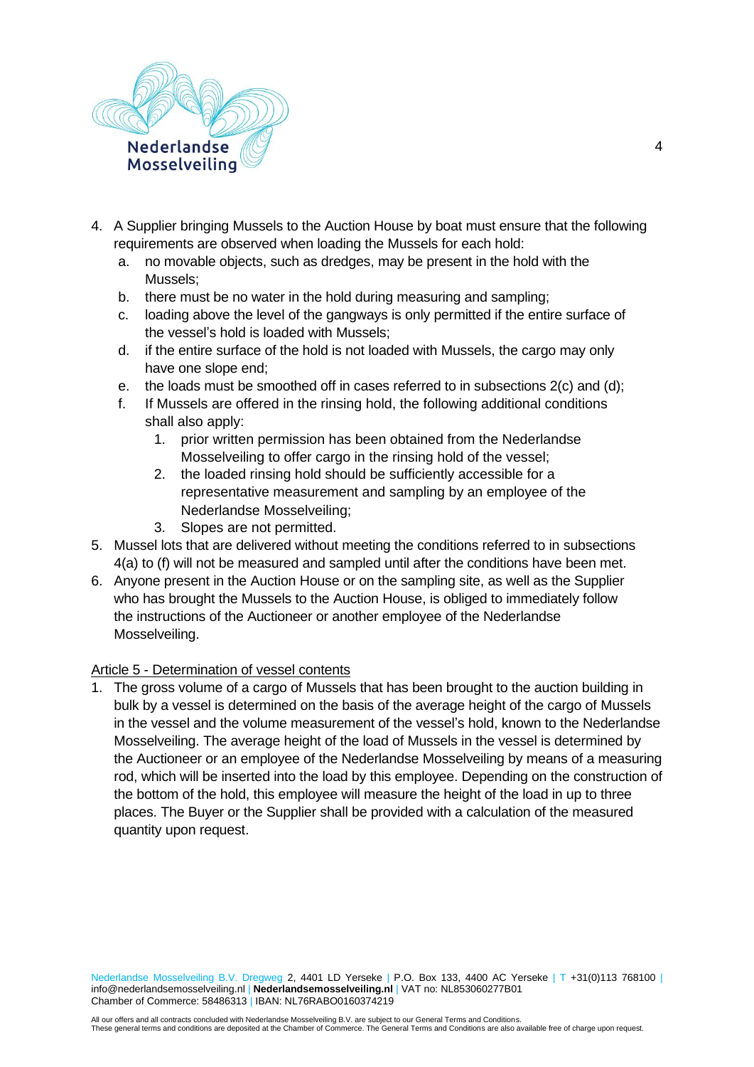4. A Supplier bringing Mussels to the Auction House by boat must ensure that the following requirements are observed when loading the Mussels for each hold:
   a. no movable objects, such as dredges, may be present in the hold with the Mussels;
   b. there must be no water in the hold during measuring and sampling;
   c. loading above the level of the gangways is only permitted if the entire surface of the vessel's hold is loaded with Mussels;
   d. if the entire surface of the hold is not loaded with Mussels, the cargo may only have one slope end;
   e. the loads must be smoothed off in cases referred to in subsections 2(c) and (d);
   f. If Mussels are offered in the rinsing hold, the following additional conditions shall also apply:
      1. prior written permission has been obtained from the Nederlandse Mosselveiling to offer cargo in the rinsing hold of the vessel;
      2. the loaded rinsing hold should be sufficiently accessible for a representative measurement and sampling by an employee of the Nederlandse Mosselveiling;
      3. Slopes are not permitted.
5. Mussel lots that are delivered without meeting the conditions referred to in subsections 4(a) to (f) will not be measured and sampled until after the conditions have been met.
6. Anyone present in the Auction House or on the sampling site, as well as the Supplier who has brought the Mussels to the Auction House, is obliged to immediately follow the instructions of the Auctioneer or another employee of the Nederlandse Mosselveiling.

## Article 5 - Determination of vessel contents

1. The gross volume of a cargo of Mussels that has been brought to the auction building in bulk by a vessel is determined on the basis of the average height of the cargo of Mussels in the vessel and the volume measurement of the vessel's hold, known to the Nederlandse Mosselveiling. The average height of the load of Mussels in the vessel is determined by the Auctioneer or an employee of the Nederlandse Mosselveiling by means of a measuring rod, which will be inserted into the load by this employee. Depending on the construction of the bottom of the hold, this employee will measure the height of the load in up to three places. The Buyer or the Supplier shall be provided with a calculation of the measured quantity upon request.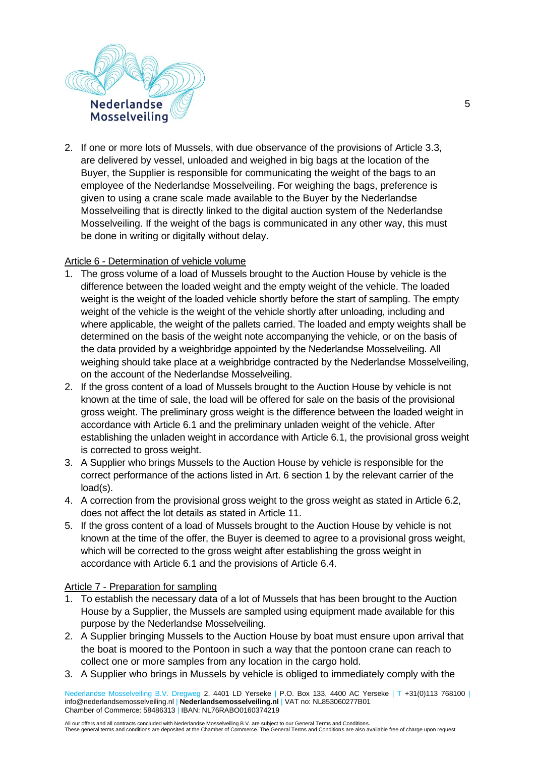2. If one or more lots of Mussels, with due observance of the provisions of Article 3.3, are delivered by vessel, unloaded and weighed in big bags at the location of the Buyer, the Supplier is responsible for communicating the weight of the bags to an employee of the Nederlandse Mosselveiling. For weighing the bags, preference is given to using a crane scale made available to the Buyer by the Nederlandse Mosselveiling that is directly linked to the digital auction system of the Nederlandse Mosselveiling. If the weight of the bags is communicated in any other way, this must be done in writing or digitally without delay.

## Article 6 - Determination of vehicle volume

1. The gross volume of a load of Mussels brought to the Auction House by vehicle is the difference between the loaded weight and the empty weight of the vehicle. The loaded weight is the weight of the loaded vehicle shortly before the start of sampling. The empty weight of the vehicle is the weight of the vehicle shortly after unloading, including and where applicable, the weight of the pallets carried. The loaded and empty weights shall be determined on the basis of the weight note accompanying the vehicle, or on the basis of the data provided by a weighbridge appointed by the Nederlandse Mosselveiling. All weighing should take place at a weighbridge contracted by the Nederlandse Mosselveiling, on the account of the Nederlandse Mosselveiling.
2. If the gross content of a load of Mussels brought to the Auction House by vehicle is not known at the time of sale, the load will be offered for sale on the basis of the provisional gross weight. The preliminary gross weight is the difference between the loaded weight in accordance with Article 6.1 and the preliminary unladen weight of the vehicle. After establishing the unladen weight in accordance with Article 6.1, the provisional gross weight is corrected to gross weight.
3. A Supplier who brings Mussels to the Auction House by vehicle is responsible for the correct performance of the actions listed in Art. 6 section 1 by the relevant carrier of the load(s).
4. A correction from the provisional gross weight to the gross weight as stated in Article 6.2, does not affect the lot details as stated in Article 11.
5. If the gross content of a load of Mussels brought to the Auction House by vehicle is not known at the time of the offer, the Buyer is deemed to agree to a provisional gross weight, which will be corrected to the gross weight after establishing the gross weight in accordance with Article 6.1 and the provisions of Article 6.4.

## Article 7 - Preparation for sampling

1. To establish the necessary data of a lot of Mussels that has been brought to the Auction House by a Supplier, the Mussels are sampled using equipment made available for this purpose by the Nederlandse Mosselveiling.
2. A Supplier bringing Mussels to the Auction House by boat must ensure upon arrival that the boat is moored to the Pontoon in such a way that the pontoon crane can reach to collect one or more samples from any location in the cargo hold.
3. A Supplier who brings in Mussels by vehicle is obliged to immediately comply with the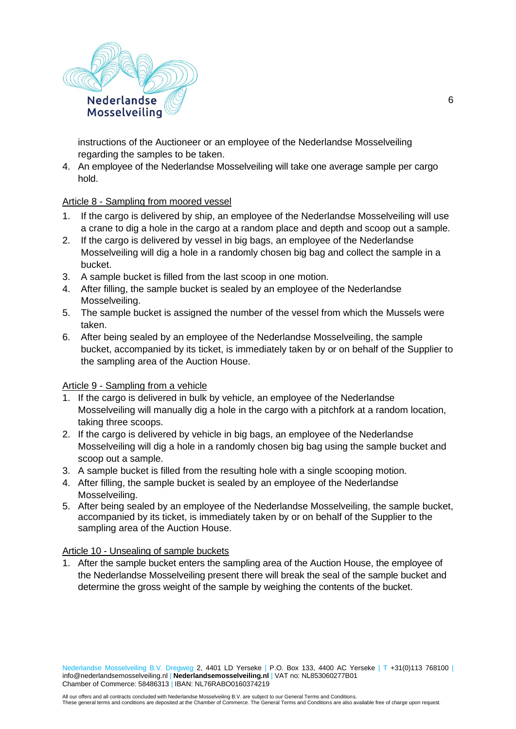instructions of the Auctioneer or an employee of the Nederlandse Mosselveiling regarding the samples to be taken.

4. An employee of the Nederlandse Mosselveiling will take one average sample per cargo hold.

Article 8 - Sampling from moored vessel

1. If the cargo is delivered by ship, an employee of the Nederlandse Mosselveiling will use a crane to dig a hole in the cargo at a random place and depth and scoop out a sample.
2. If the cargo is delivered by vessel in big bags, an employee of the Nederlandse Mosselveiling will dig a hole in a randomly chosen big bag and collect the sample in a bucket.
3. A sample bucket is filled from the last scoop in one motion.
4. After filling, the sample bucket is sealed by an employee of the Nederlandse Mosselveiling.
5. The sample bucket is assigned the number of the vessel from which the Mussels were taken.
6. After being sealed by an employee of the Nederlandse Mosselveiling, the sample bucket, accompanied by its ticket, is immediately taken by or on behalf of the Supplier to the sampling area of the Auction House.

Article 9 - Sampling from a vehicle

1. If the cargo is delivered in bulk by vehicle, an employee of the Nederlandse Mosselveiling will manually dig a hole in the cargo with a pitchfork at a random location, taking three scoops.
2. If the cargo is delivered by vehicle in big bags, an employee of the Nederlandse Mosselveiling will dig a hole in a randomly chosen big bag using the sample bucket and scoop out a sample.
3. A sample bucket is filled from the resulting hole with a single scooping motion.
4. After filling, the sample bucket is sealed by an employee of the Nederlandse Mosselveiling.
5. After being sealed by an employee of the Nederlandse Mosselveiling, the sample bucket, accompanied by its ticket, is immediately taken by or on behalf of the Supplier to the sampling area of the Auction House.

Article 10 - Unsealing of sample buckets

1. After the sample bucket enters the sampling area of the Auction House, the employee of the Nederlandse Mosselveiling present there will break the seal of the sample bucket and determine the gross weight of the sample by weighing the contents of the bucket.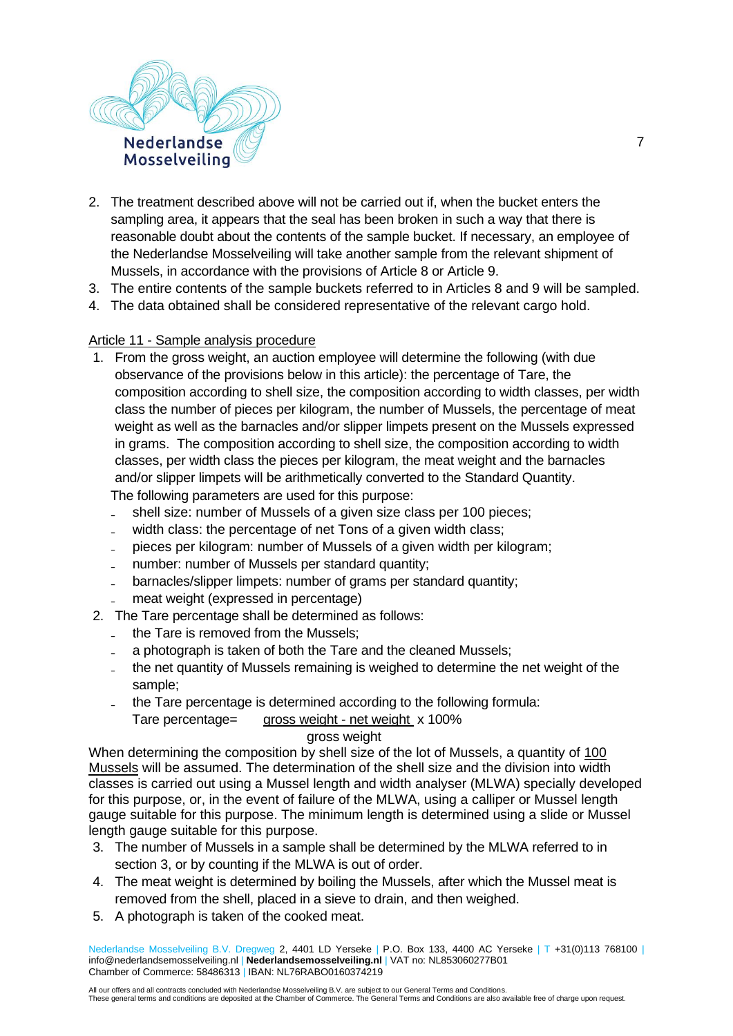2. The treatment described above will not be carried out if, when the bucket enters the sampling area, it appears that the seal has been broken in such a way that there is reasonable doubt about the contents of the sample bucket. If necessary, an employee of the Nederlandse Mosselveiling will take another sample from the relevant shipment of Mussels, in accordance with the provisions of Article 8 or Article 9.
3. The entire contents of the sample buckets referred to in Articles 8 and 9 will be sampled.
4. The data obtained shall be considered representative of the relevant cargo hold.

Article 11 - Sample analysis procedure

1. From the gross weight, an auction employee will determine the following (with due observance of the provisions below in this article): the percentage of Tare, the composition according to shell size, the composition according to width classes, per width class the number of pieces per kilogram, the number of Mussels, the percentage of meat weight as well as the barnacles and/or slipper limpets present on the Mussels expressed in grams. The composition according to shell size, the composition according to width classes, per width class the pieces per kilogram, the meat weight and the barnacles and/or slipper limpets will be arithmetically converted to the Standard Quantity.
   The following parameters are used for this purpose:
   - shell size: number of Mussels of a given size class per 100 pieces;
   - width class: the percentage of net Tons of a given width class;
   - pieces per kilogram: number of Mussels of a given width per kilogram;
   - number: number of Mussels per standard quantity;
   - barnacles/slipper limpets: number of grams per standard quantity;
   - meat weight (expressed in percentage)
2. The Tare percentage shall be determined as follows:
   - the Tare is removed from the Mussels;
   - a photograph is taken of both the Tare and the cleaned Mussels;
   - the net quantity of Mussels remaining is weighed to determine the net weight of the sample;
   - the Tare percentage is determined according to the following formula:

$$\text{Tare percentage} = \frac{\text{gross weight - net weight}}{\text{gross weight}} \times 100\%$$

When determining the composition by shell size of the lot of Mussels, a quantity of 100 Mussels will be assumed. The determination of the shell size and the division into width classes is carried out using a Mussel length and width analyser (MLWA) specially developed for this purpose, or, in the event of failure of the MLWA, using a calliper or Mussel length gauge suitable for this purpose. The minimum length is determined using a slide or Mussel length gauge suitable for this purpose.

3. The number of Mussels in a sample shall be determined by the MLWA referred to in section 3, or by counting if the MLWA is out of order.
4. The meat weight is determined by boiling the Mussels, after which the Mussel meat is removed from the shell, placed in a sieve to drain, and then weighed.
5. A photograph is taken of the cooked meat.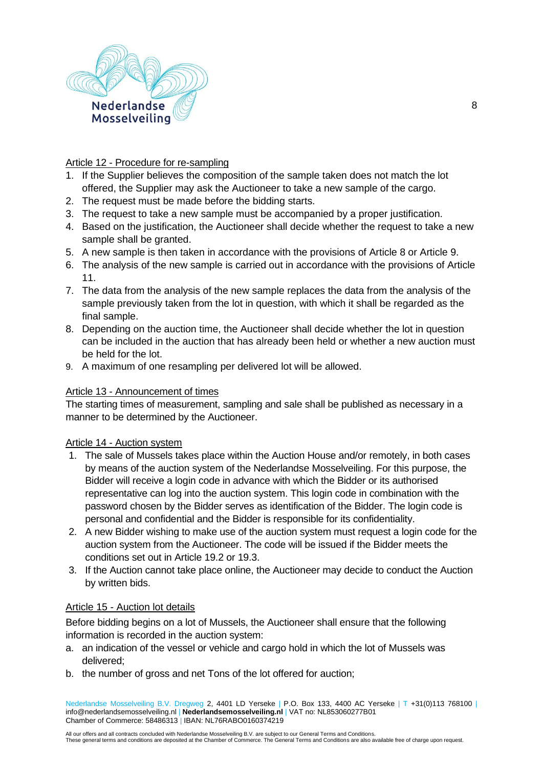Article 12 - Procedure for re-sampling

1. If the Supplier believes the composition of the sample taken does not match the lot offered, the Supplier may ask the Auctioneer to take a new sample of the cargo.
2. The request must be made before the bidding starts.
3. The request to take a new sample must be accompanied by a proper justification.
4. Based on the justification, the Auctioneer shall decide whether the request to take a new sample shall be granted.
5. A new sample is then taken in accordance with the provisions of Article 8 or Article 9.
6. The analysis of the new sample is carried out in accordance with the provisions of Article 11.
7. The data from the analysis of the new sample replaces the data from the analysis of the sample previously taken from the lot in question, with which it shall be regarded as the final sample.
8. Depending on the auction time, the Auctioneer shall decide whether the lot in question can be included in the auction that has already been held or whether a new auction must be held for the lot.
9. A maximum of one resampling per delivered lot will be allowed.

Article 13 - Announcement of times

The starting times of measurement, sampling and sale shall be published as necessary in a manner to be determined by the Auctioneer.

Article 14 - Auction system

1. The sale of Mussels takes place within the Auction House and/or remotely, in both cases by means of the auction system of the Nederlandse Mosselveiling. For this purpose, the Bidder will receive a login code in advance with which the Bidder or its authorised representative can log into the auction system. This login code in combination with the password chosen by the Bidder serves as identification of the Bidder. The login code is personal and confidential and the Bidder is responsible for its confidentiality.
2. A new Bidder wishing to make use of the auction system must request a login code for the auction system from the Auctioneer. The code will be issued if the Bidder meets the conditions set out in Article 19.2 or 19.3.
3. If the Auction cannot take place online, the Auctioneer may decide to conduct the Auction by written bids.

Article 15 - Auction lot details

Before bidding begins on a lot of Mussels, the Auctioneer shall ensure that the following information is recorded in the auction system:

a. an indication of the vessel or vehicle and cargo hold in which the lot of Mussels was delivered;
b. the number of gross and net Tons of the lot offered for auction;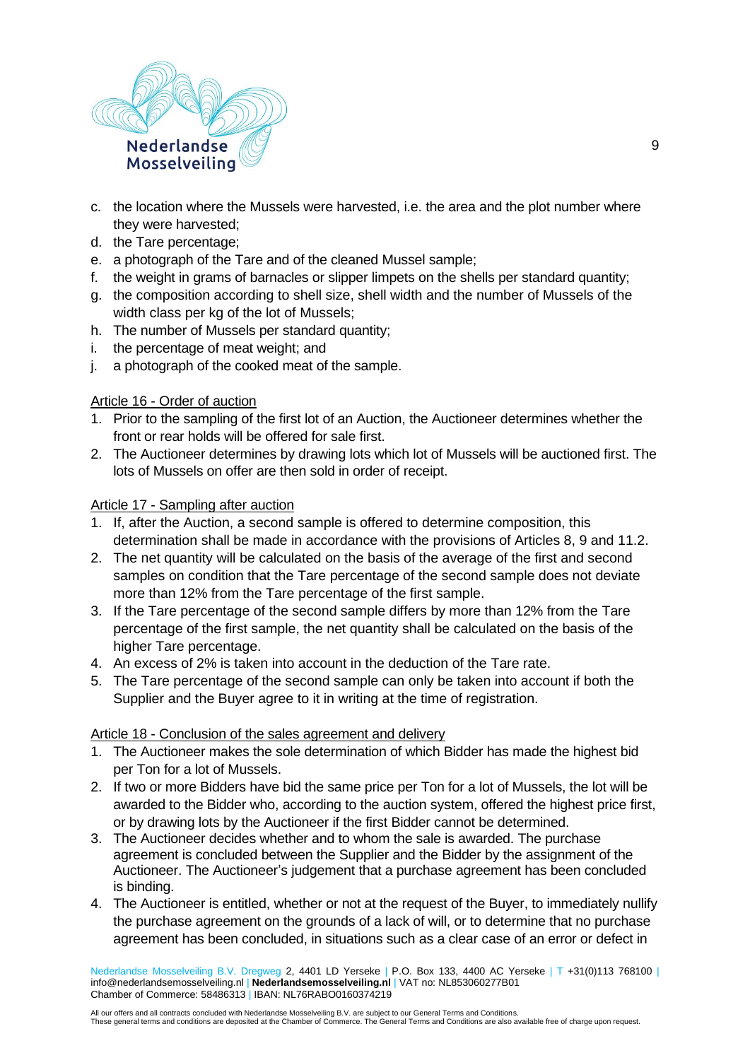c. the location where the Mussels were harvested, i.e. the area and the plot number where they were harvested;
d. the Tare percentage;
e. a photograph of the Tare and of the cleaned Mussel sample;
f. the weight in grams of barnacles or slipper limpets on the shells per standard quantity;
g. the composition according to shell size, shell width and the number of Mussels of the width class per kg of the lot of Mussels;
h. The number of Mussels per standard quantity;
i. the percentage of meat weight; and
j. a photograph of the cooked meat of the sample.

Article 16 - Order of auction

1. Prior to the sampling of the first lot of an Auction, the Auctioneer determines whether the front or rear holds will be offered for sale first.
2. The Auctioneer determines by drawing lots which lot of Mussels will be auctioned first. The lots of Mussels on offer are then sold in order of receipt.

Article 17 - Sampling after auction

1. If, after the Auction, a second sample is offered to determine composition, this determination shall be made in accordance with the provisions of Articles 8, 9 and 11.2.
2. The net quantity will be calculated on the basis of the average of the first and second samples on condition that the Tare percentage of the second sample does not deviate more than 12% from the Tare percentage of the first sample.
3. If the Tare percentage of the second sample differs by more than 12% from the Tare percentage of the first sample, the net quantity shall be calculated on the basis of the higher Tare percentage.
4. An excess of 2% is taken into account in the deduction of the Tare rate.
5. The Tare percentage of the second sample can only be taken into account if both the Supplier and the Buyer agree to it in writing at the time of registration.

Article 18 - Conclusion of the sales agreement and delivery

1. The Auctioneer makes the sole determination of which Bidder has made the highest bid per Ton for a lot of Mussels.
2. If two or more Bidders have bid the same price per Ton for a lot of Mussels, the lot will be awarded to the Bidder who, according to the auction system, offered the highest price first, or by drawing lots by the Auctioneer if the first Bidder cannot be determined.
3. The Auctioneer decides whether and to whom the sale is awarded. The purchase agreement is concluded between the Supplier and the Bidder by the assignment of the Auctioneer. The Auctioneer's judgement that a purchase agreement has been concluded is binding.
4. The Auctioneer is entitled, whether or not at the request of the Buyer, to immediately nullify the purchase agreement on the grounds of a lack of will, or to determine that no purchase agreement has been concluded, in situations such as a clear case of an error or defect in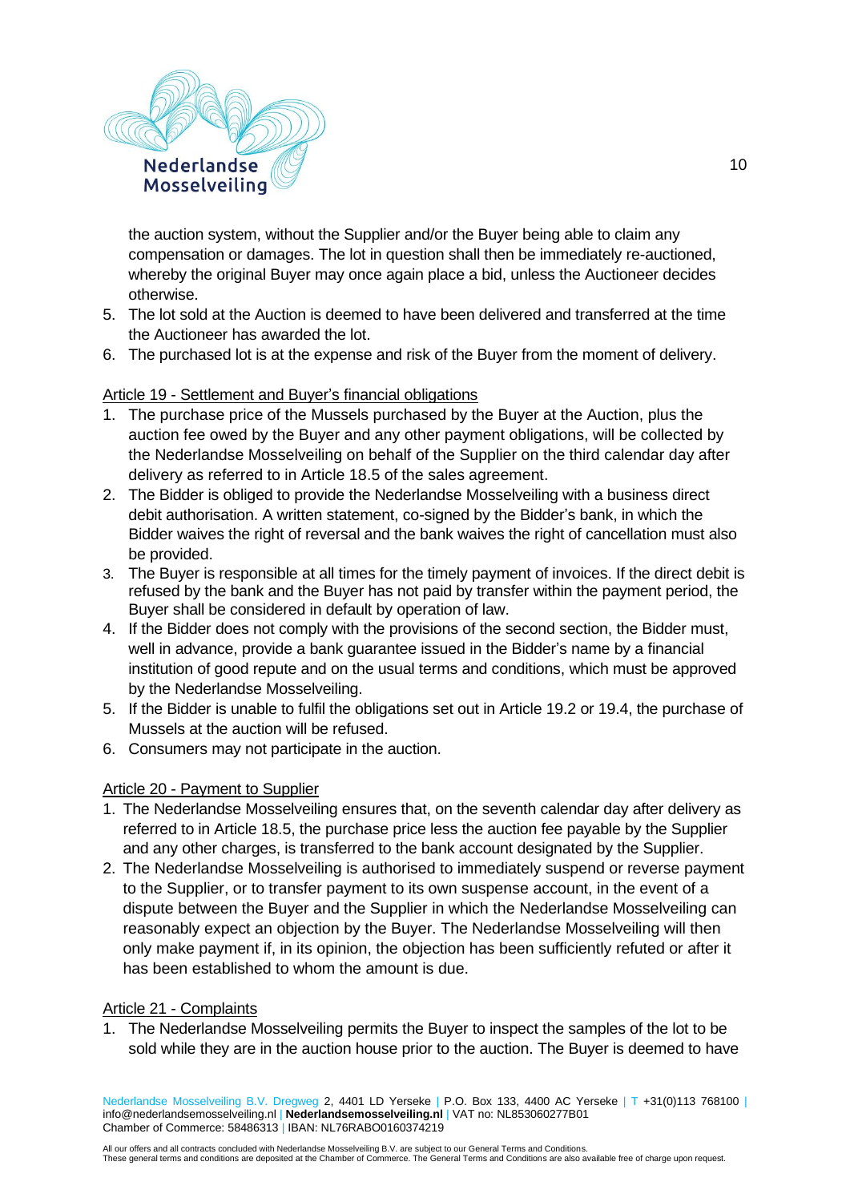the auction system, without the Supplier and/or the Buyer being able to claim any compensation or damages. The lot in question shall then be immediately re-auctioned, whereby the original Buyer may once again place a bid, unless the Auctioneer decides otherwise.

5. The lot sold at the Auction is deemed to have been delivered and transferred at the time the Auctioneer has awarded the lot.
6. The purchased lot is at the expense and risk of the Buyer from the moment of delivery.

Article 19 - Settlement and Buyer's financial obligations

1. The purchase price of the Mussels purchased by the Buyer at the Auction, plus the auction fee owed by the Buyer and any other payment obligations, will be collected by the Nederlandse Mosselveiling on behalf of the Supplier on the third calendar day after delivery as referred to in Article 18.5 of the sales agreement.
2. The Bidder is obliged to provide the Nederlandse Mosselveiling with a business direct debit authorisation. A written statement, co-signed by the Bidder's bank, in which the Bidder waives the right of reversal and the bank waives the right of cancellation must also be provided.
3. The Buyer is responsible at all times for the timely payment of invoices. If the direct debit is refused by the bank and the Buyer has not paid by transfer within the payment period, the Buyer shall be considered in default by operation of law.
4. If the Bidder does not comply with the provisions of the second section, the Bidder must, well in advance, provide a bank guarantee issued in the Bidder's name by a financial institution of good repute and on the usual terms and conditions, which must be approved by the Nederlandse Mosselveiling.
5. If the Bidder is unable to fulfil the obligations set out in Article 19.2 or 19.4, the purchase of Mussels at the auction will be refused.
6. Consumers may not participate in the auction.

Article 20 - Payment to Supplier

1. The Nederlandse Mosselveiling ensures that, on the seventh calendar day after delivery as referred to in Article 18.5, the purchase price less the auction fee payable by the Supplier and any other charges, is transferred to the bank account designated by the Supplier.
2. The Nederlandse Mosselveiling is authorised to immediately suspend or reverse payment to the Supplier, or to transfer payment to its own suspense account, in the event of a dispute between the Buyer and the Supplier in which the Nederlandse Mosselveiling can reasonably expect an objection by the Buyer. The Nederlandse Mosselveiling will then only make payment if, in its opinion, the objection has been sufficiently refuted or after it has been established to whom the amount is due.

Article 21 - Complaints

1. The Nederlandse Mosselveiling permits the Buyer to inspect the samples of the lot to be sold while they are in the auction house prior to the auction. The Buyer is deemed to have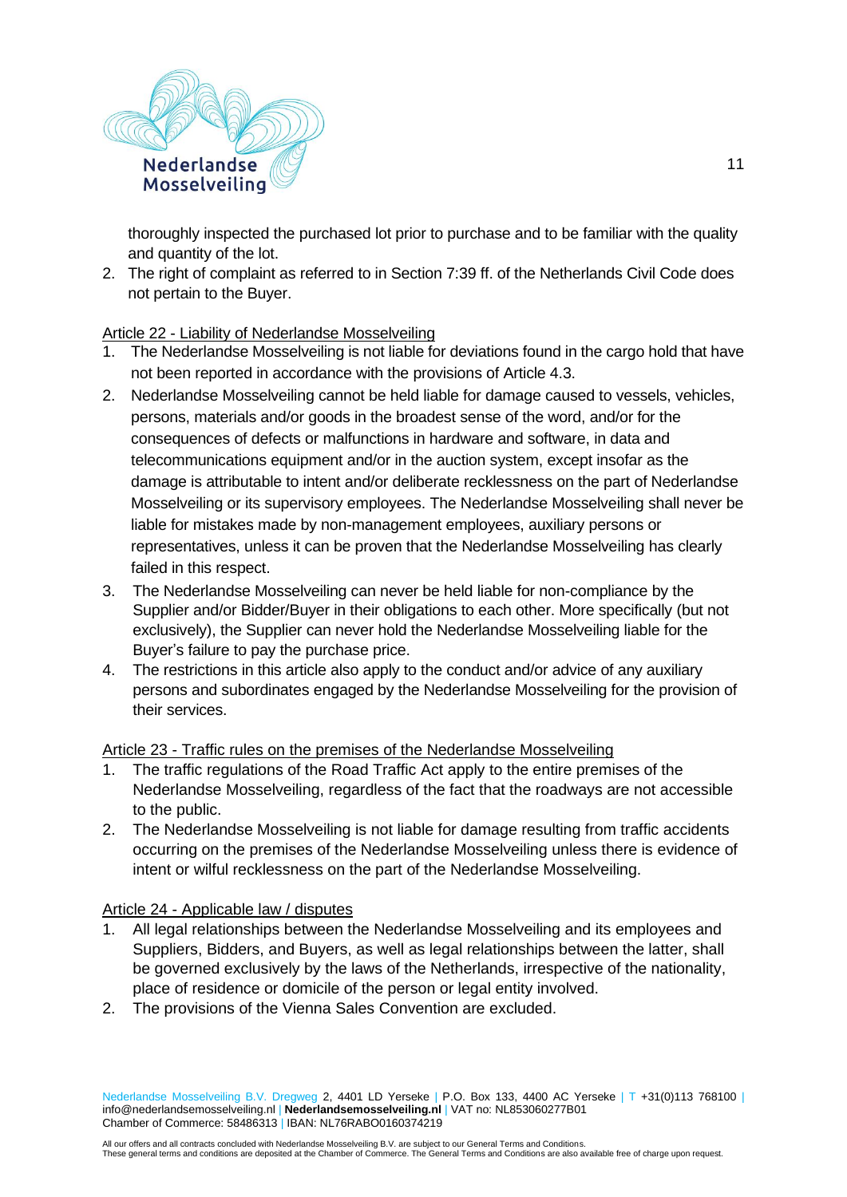thoroughly inspected the purchased lot prior to purchase and to be familiar with the quality and quantity of the lot.

2. The right of complaint as referred to in Section 7:39 ff. of the Netherlands Civil Code does not pertain to the Buyer.

Article 22 - Liability of Nederlandse Mosselveiling

1. The Nederlandse Mosselveiling is not liable for deviations found in the cargo hold that have not been reported in accordance with the provisions of Article 4.3.
2. Nederlandse Mosselveiling cannot be held liable for damage caused to vessels, vehicles, persons, materials and/or goods in the broadest sense of the word, and/or for the consequences of defects or malfunctions in hardware and software, in data and telecommunications equipment and/or in the auction system, except insofar as the damage is attributable to intent and/or deliberate recklessness on the part of Nederlandse Mosselveiling or its supervisory employees. The Nederlandse Mosselveiling shall never be liable for mistakes made by non-management employees, auxiliary persons or representatives, unless it can be proven that the Nederlandse Mosselveiling has clearly failed in this respect.
3. The Nederlandse Mosselveiling can never be held liable for non-compliance by the Supplier and/or Bidder/Buyer in their obligations to each other. More specifically (but not exclusively), the Supplier can never hold the Nederlandse Mosselveiling liable for the Buyer's failure to pay the purchase price.
4. The restrictions in this article also apply to the conduct and/or advice of any auxiliary persons and subordinates engaged by the Nederlandse Mosselveiling for the provision of their services.

Article 23 - Traffic rules on the premises of the Nederlandse Mosselveiling

1. The traffic regulations of the Road Traffic Act apply to the entire premises of the Nederlandse Mosselveiling, regardless of the fact that the roadways are not accessible to the public.
2. The Nederlandse Mosselveiling is not liable for damage resulting from traffic accidents occurring on the premises of the Nederlandse Mosselveiling unless there is evidence of intent or wilful recklessness on the part of the Nederlandse Mosselveiling.

Article 24 - Applicable law / disputes

1. All legal relationships between the Nederlandse Mosselveiling and its employees and Suppliers, Bidders, and Buyers, as well as legal relationships between the latter, shall be governed exclusively by the laws of the Netherlands, irrespective of the nationality, place of residence or domicile of the person or legal entity involved.
2. The provisions of the Vienna Sales Convention are excluded.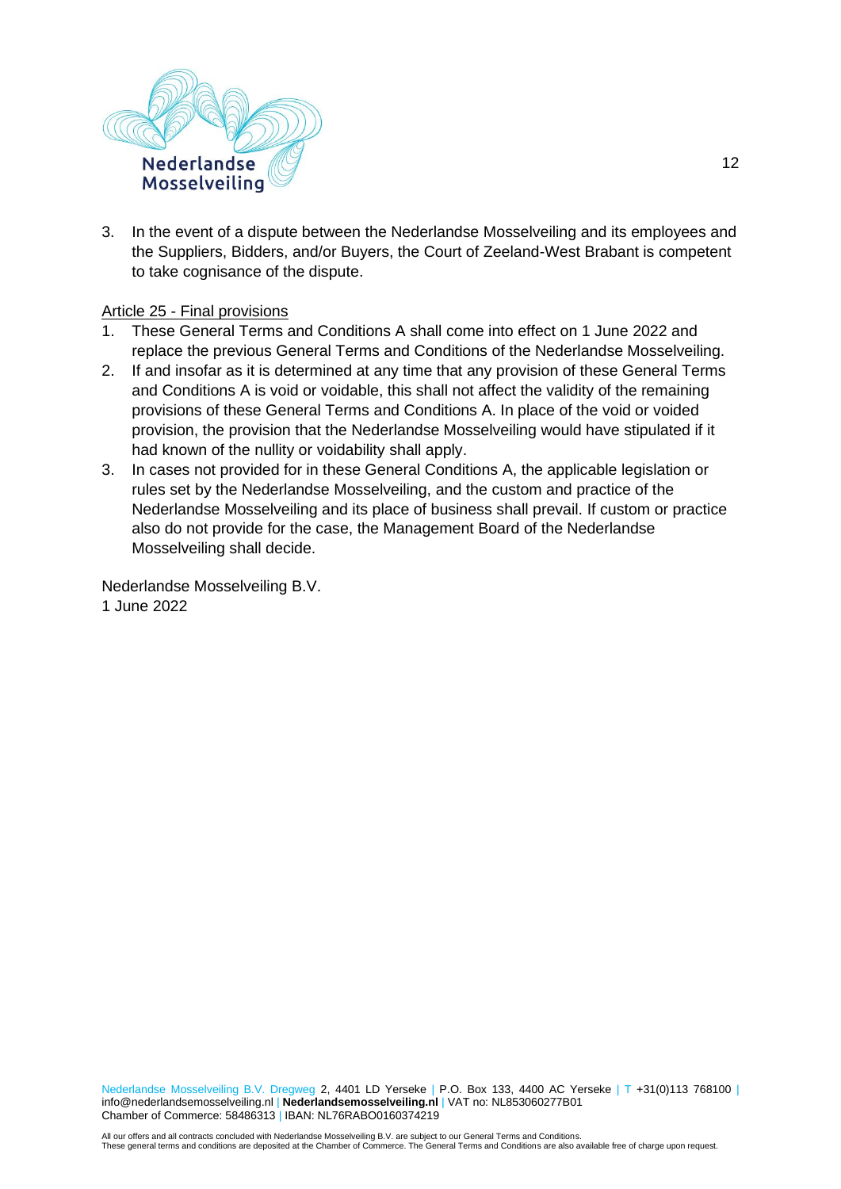3. In the event of a dispute between the Nederlandse Mosselveiling and its employees and the Suppliers, Bidders, and/or Buyers, the Court of Zeeland-West Brabant is competent to take cognisance of the dispute.

Article 25 - Final provisions

1. These General Terms and Conditions A shall come into effect on 1 June 2022 and replace the previous General Terms and Conditions of the Nederlandse Mosselveiling.
2. If and insofar as it is determined at any time that any provision of these General Terms and Conditions A is void or voidable, this shall not affect the validity of the remaining provisions of these General Terms and Conditions A. In place of the void or voided provision, the provision that the Nederlandse Mosselveiling would have stipulated if it had known of the nullity or voidability shall apply.
3. In cases not provided for in these General Conditions A, the applicable legislation or rules set by the Nederlandse Mosselveiling, and the custom and practice of the Nederlandse Mosselveiling and its place of business shall prevail. If custom or practice also do not provide for the case, the Management Board of the Nederlandse Mosselveiling shall decide.

Nederlandse Mosselveiling B.V.
1 June 2022

Nederlandse Mosselveiling B.V. Dregweg 2, 4401 LD Yerseke | P.O. Box 133, 4400 AC Yerseke | T +31(0)113 768100 | info@nederlandsemosselveiling.nl | **Nederlandsemosselveiling.nl** | VAT no: NL853060277B01
Chamber of Commerce: 58486313 | IBAN: NL76RABO0160374219

All our offers and all contracts concluded with Nederlandse Mosselveiling B.V. are subject to our General Terms and Conditions.
These general terms and conditions are deposited at the Chamber of Commerce. The General Terms and Conditions are also available free of charge upon request.